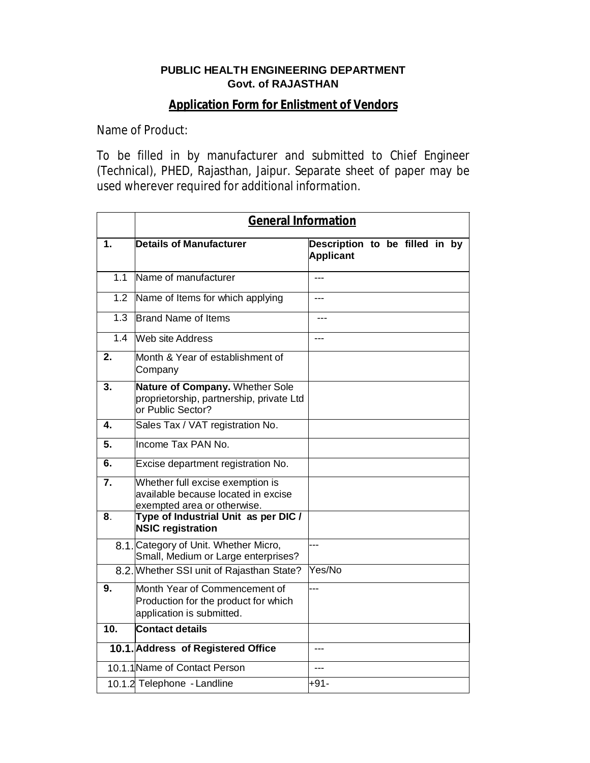**PUBLIC HEALTH ENGINEERING DEPARTMENT**
**Govt. of RAJASTHAN**

## Application Form for Enlistment of Vendors

Name of Product:

To be filled in by manufacturer and submitted to Chief Engineer (Technical), PHED, Rajasthan, Jaipur. Separate sheet of paper may be used wherever required for additional information.

| | **General Information** | |
|---|---|---|
| **1.** | **Details of Manufacturer** | **Description to be filled in by Applicant** |
| 1.1 | Name of manufacturer | --- |
| 1.2 | Name of Items for which applying | --- |
| 1.3 | Brand Name of Items | --- |
| 1.4 | Web site Address | --- |
| **2.** | Month & Year of establishment of Company | |
| **3.** | **Nature of Company.** Whether Sole proprietorship, partnership, private Ltd or Public Sector? | |
| **4.** | Sales Tax / VAT registration No. | |
| **5.** | Income Tax PAN No. | |
| **6.** | Excise department registration No. | |
| **7.** | Whether full excise exemption is available because located in excise exempted area or otherwise. | |
| **8**. | **Type of Industrial Unit as per DIC / NSIC registration** | |
| 8.1. | Category of Unit. Whether Micro, Small, Medium or Large enterprises? | --- |
| 8.2. | Whether SSI unit of Rajasthan State? | Yes/No |
| **9.** | Month Year of Commencement of Production for the product for which application is submitted. | --- |
| **10.** | **Contact details** | |
| **10.1.** | **Address of Registered Office** | --- |
| 10.1.1 | Name of Contact Person | --- |
| 10.1.2 | Telephone - Landline | +91- |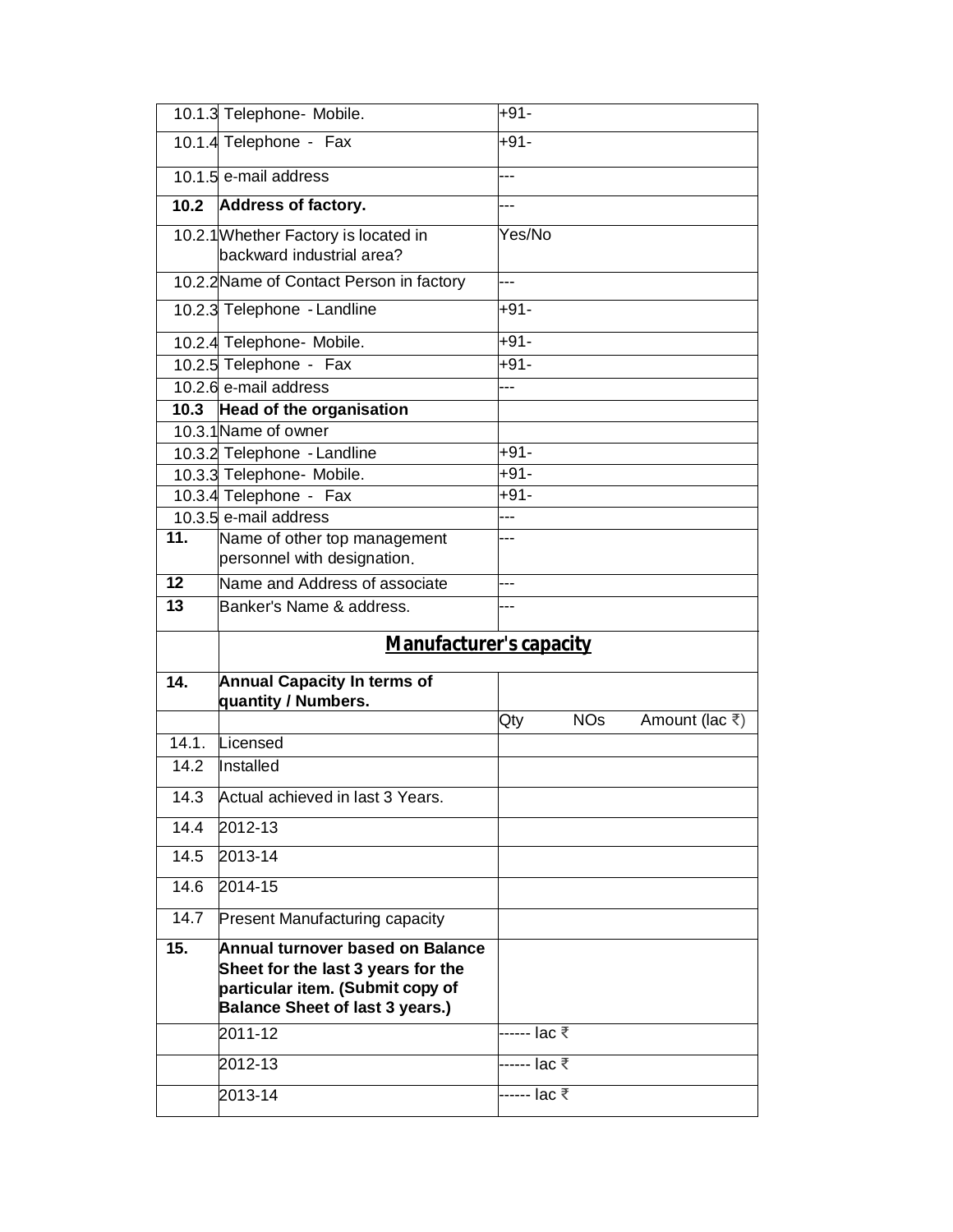| | | |
|---|---|---|
| 10.1.3 | Telephone- Mobile. | +91- |
| 10.1.4 | Telephone - Fax | +91- |
| 10.1.5 | e-mail address | --- |
| **10.2** | **Address of factory.** | --- |
| 10.2.1 | Whether Factory is located in backward industrial area? | Yes/No |
| 10.2.2 | Name of Contact Person in factory | --- |
| 10.2.3 | Telephone - Landline | +91- |
| 10.2.4 | Telephone- Mobile. | +91- |
| 10.2.5 | Telephone - Fax | +91- |
| 10.2.6 | e-mail address | --- |
| **10.3** | **Head of the organisation** | |
| 10.3.1 | Name of owner | |
| 10.3.2 | Telephone - Landline | +91- |
| 10.3.3 | Telephone- Mobile. | +91- |
| 10.3.4 | Telephone - Fax | +91- |
| 10.3.5 | e-mail address | --- |
| **11.** | Name of other top management personnel with designation. | --- |
| **12** | Name and Address of associate | --- |
| **13** | Banker's Name & address. | --- |
| | **Manufacturer's capacity** | |
| **14.** | **Annual Capacity In terms of quantity / Numbers.** | |
| | | Qty NOs Amount (lac ₹) |
| 14.1. | Licensed | |
| 14.2 | Installed | |
| 14.3 | Actual achieved in last 3 Years. | |
| 14.4 | 2012-13 | |
| 14.5 | 2013-14 | |
| 14.6 | 2014-15 | |
| 14.7 | Present Manufacturing capacity | |
| **15.** | **Annual turnover based on Balance Sheet for the last 3 years for the particular item. (Submit copy of Balance Sheet of last 3 years.)** | |
| | 2011-12 | ------ lac ₹ |
| | 2012-13 | ------ lac ₹ |
| | 2013-14 | ------ lac ₹ |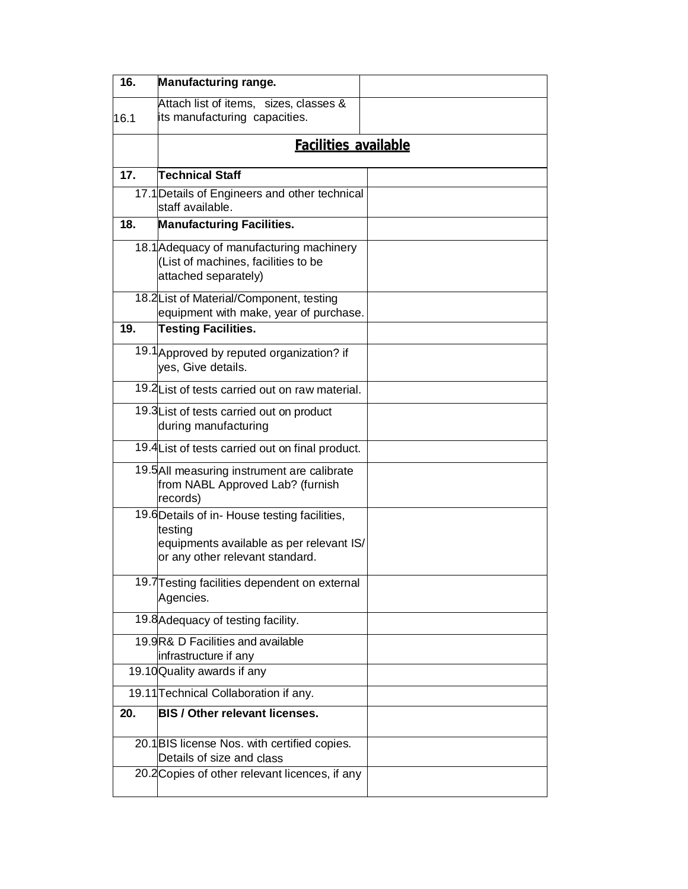| | | |
|---|---|---|
| **16.** | **Manufacturing range.** | |
| 16.1 | Attach list of items, sizes, classes & its manufacturing capacities. | |
| | **Facilities available** | |
| **17.** | **Technical Staff** | |
| 17.1 | Details of Engineers and other technical staff available. | |
| **18.** | **Manufacturing Facilities.** | |
| 18.1 | Adequacy of manufacturing machinery (List of machines, facilities to be attached separately) | |
| 18.2 | List of Material/Component, testing equipment with make, year of purchase. | |
| **19.** | **Testing Facilities.** | |
| 19.1 | Approved by reputed organization? if yes, Give details. | |
| 19.2 | List of tests carried out on raw material. | |
| 19.3 | List of tests carried out on product during manufacturing | |
| 19.4 | List of tests carried out on final product. | |
| 19.5 | All measuring instrument are calibrate from NABL Approved Lab? (furnish records) | |
| 19.6 | Details of in- House testing facilities, testing equipments available as per relevant IS/ or any other relevant standard. | |
| 19.7 | Testing facilities dependent on external Agencies. | |
| 19.8 | Adequacy of testing facility. | |
| 19.9 | R& D Facilities and available infrastructure if any | |
| 19.10 | Quality awards if any | |
| 19.11 | Technical Collaboration if any. | |
| **20.** | **BIS / Other relevant licenses.** | |
| 20.1 | BIS license Nos. with certified copies. Details of size and class | |
| 20.2 | Copies of other relevant licences, if any | |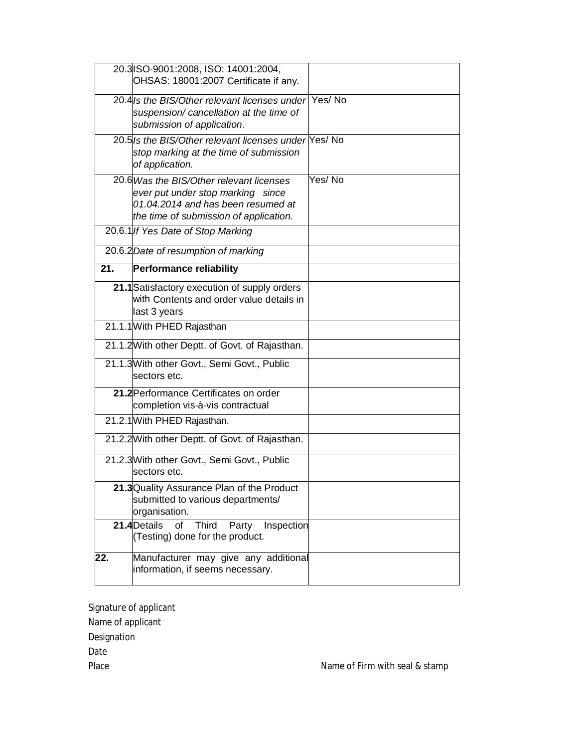| | | |
|---|---|---|
| 20.3 | ISO-9001:2008, ISO: 14001:2004, OHSAS: 18001:2007 Certificate if any. | |
| 20.4 | *Is the BIS/Other relevant licenses under suspension/ cancellation at the time of submission of application.* | Yes/ No |
| 20.5 | *Is the BIS/Other relevant licenses under stop marking at the time of submission of application.* | Yes/ No |
| 20.6 | *Was the BIS/Other relevant licenses ever put under stop marking since 01.04.2014 and has been resumed at the time of submission of application.* | Yes/ No |
| 20.6.1 | *If Yes Date of Stop Marking* | |
| 20.6.2 | *Date of resumption of marking* | |
| **21.** | **Performance reliability** | |
| **21.1** | Satisfactory execution of supply orders with Contents and order value details in last 3 years | |
| 21.1.1 | With PHED Rajasthan | |
| 21.1.2 | With other Deptt. of Govt. of Rajasthan. | |
| 21.1.3 | With other Govt., Semi Govt., Public sectors etc. | |
| **21.2** | Performance Certificates on order completion vis-à-vis contractual | |
| 21.2.1 | With PHED Rajasthan. | |
| 21.2.2 | With other Deptt. of Govt. of Rajasthan. | |
| 21.2.3 | With other Govt., Semi Govt., Public sectors etc. | |
| **21.3** | Quality Assurance Plan of the Product submitted to various departments/ organisation. | |
| **21.4** | Details of Third Party Inspection (Testing) done for the product. | |
| **22.** | Manufacturer may give any additional information, if seems necessary. | |

Signature of applicant

Name of applicant

Designation

Date

Place

Name of Firm with seal & stamp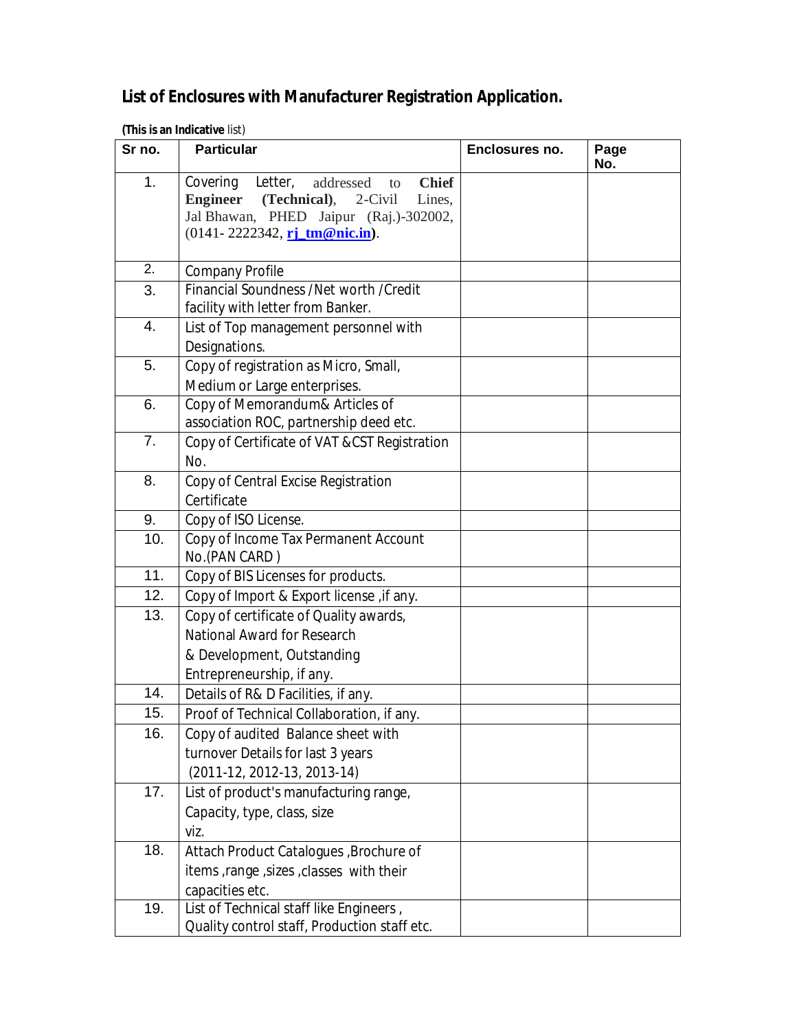# List of Enclosures with Manufacturer Registration Application.

**(This is an Indicative** list)

| Sr no. | Particular | Enclosures no. | Page No. |
|---|---|---|---|
| 1. | Covering Letter, addressed to **Chief Engineer (Technical)**, 2-Civil Lines, Jal Bhawan, PHED Jaipur (Raj.)-302002, (0141- 2222342, **rj_tm@nic.in**). | | |
| 2. | Company Profile | | |
| 3. | Financial Soundness /Net worth /Credit facility with letter from Banker. | | |
| 4. | List of Top management personnel with Designations. | | |
| 5. | Copy of registration as Micro, Small, Medium or Large enterprises. | | |
| 6. | Copy of Memorandum& Articles of association ROC, partnership deed etc. | | |
| 7. | Copy of Certificate of VAT &CST Registration No. | | |
| 8. | Copy of Central Excise Registration Certificate | | |
| 9. | Copy of ISO License. | | |
| 10. | Copy of Income Tax Permanent Account No.(PAN CARD ) | | |
| 11. | Copy of BIS Licenses for products. | | |
| 12. | Copy of Import & Export license ,if any. | | |
| 13. | Copy of certificate of Quality awards, National Award for Research & Development, Outstanding Entrepreneurship, if any. | | |
| 14. | Details of R& D Facilities, if any. | | |
| 15. | Proof of Technical Collaboration, if any. | | |
| 16. | Copy of audited Balance sheet with turnover Details for last 3 years (2011-12, 2012-13, 2013-14) | | |
| 17. | List of product's manufacturing range, Capacity, type, class, size viz. | | |
| 18. | Attach Product Catalogues ,Brochure of items ,range ,sizes ,classes with their capacities etc. | | |
| 19. | List of Technical staff like Engineers , Quality control staff, Production staff etc. | | |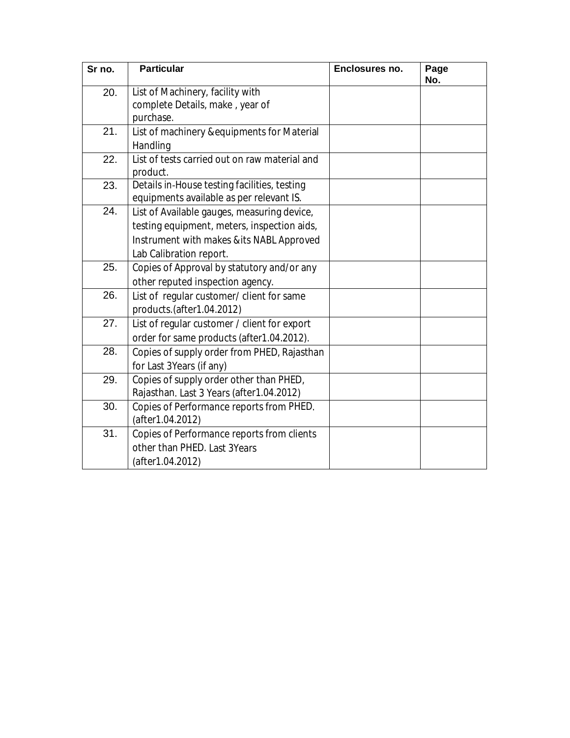| Sr no. | Particular | Enclosures no. | Page No. |
|---|---|---|---|
| 20. | List of Machinery, facility with complete Details, make , year of purchase. | | |
| 21. | List of machinery &equipments for Material Handling | | |
| 22. | List of tests carried out on raw material and product. | | |
| 23. | Details in-House testing facilities, testing equipments available as per relevant IS. | | |
| 24. | List of Available gauges, measuring device, testing equipment, meters, inspection aids, Instrument with makes &its NABL Approved Lab Calibration report. | | |
| 25. | Copies of Approval by statutory and/or any other reputed inspection agency. | | |
| 26. | List of regular customer/ client for same products.(after1.04.2012) | | |
| 27. | List of regular customer / client for export order for same products (after1.04.2012). | | |
| 28. | Copies of supply order from PHED, Rajasthan for Last 3Years (if any) | | |
| 29. | Copies of supply order other than PHED, Rajasthan. Last 3 Years (after1.04.2012) | | |
| 30. | Copies of Performance reports from PHED. (after1.04.2012) | | |
| 31. | Copies of Performance reports from clients other than PHED. Last 3Years (after1.04.2012) | | |